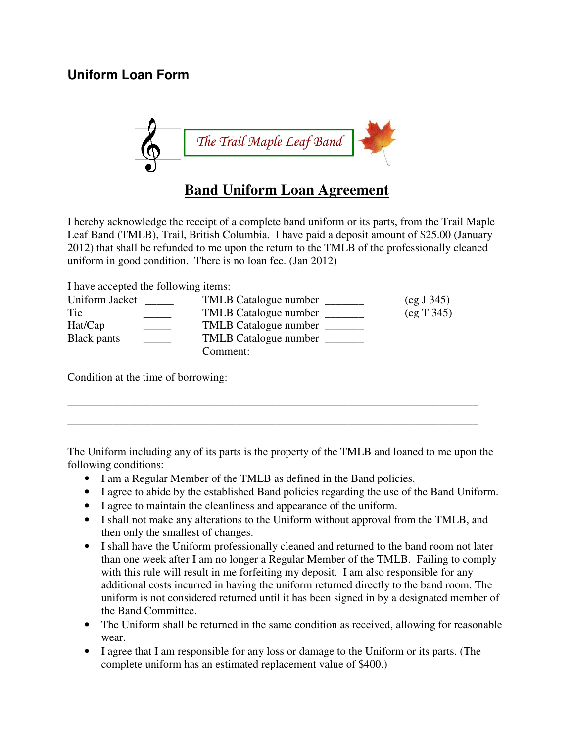## Uniform Loan Form

The Trail Maple Leaf Band

# Band Uniform Loan Agreement

I hereby acknowledge the receipt of a complete band uniform or its parts, from the Trail Maple Leaf Band (TMLB), Trail, British Columbia. I have paid a deposit amount of $25.00 (January 2012) that shall be refunded to me upon the return to the TMLB of the professionally cleaned uniform in good condition. There is no loan fee. (Jan 2012)

I have accepted the following items:

| | | | |
|---|---|---|---|
| Uniform Jacket | _____ | TMLB Catalogue number _______ | (eg J 345) |
| Tie | _____ | TMLB Catalogue number _______ | (eg T 345) |
| Hat/Cap | _____ | TMLB Catalogue number _______ | |
| Black pants | _____ | TMLB Catalogue number _______ | |
| | | Comment: | |

Condition at the time of borrowing:

___________________________________________________________________________

___________________________________________________________________________

The Uniform including any of its parts is the property of the TMLB and loaned to me upon the following conditions:

- I am a Regular Member of the TMLB as defined in the Band policies.
- I agree to abide by the established Band policies regarding the use of the Band Uniform.
- I agree to maintain the cleanliness and appearance of the uniform.
- I shall not make any alterations to the Uniform without approval from the TMLB, and then only the smallest of changes.
- I shall have the Uniform professionally cleaned and returned to the band room not later than one week after I am no longer a Regular Member of the TMLB. Failing to comply with this rule will result in me forfeiting my deposit. I am also responsible for any additional costs incurred in having the uniform returned directly to the band room. The uniform is not considered returned until it has been signed in by a designated member of the Band Committee.
- The Uniform shall be returned in the same condition as received, allowing for reasonable wear.
- I agree that I am responsible for any loss or damage to the Uniform or its parts. (The complete uniform has an estimated replacement value of $400.)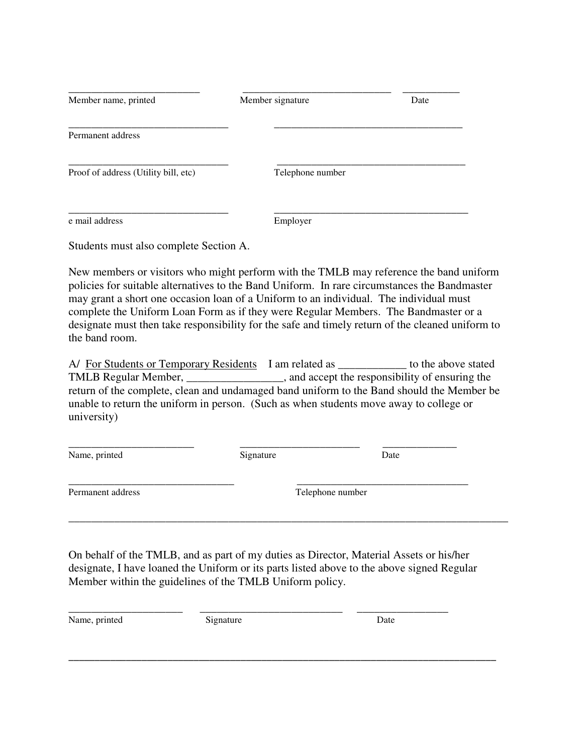_________________________ _____________________________ ___________

Member name, printed Member signature Date

_______________________________ ____________________________________

Permanent address

_______________________________ ____________________________________

Proof of address (Utility bill, etc) Telephone number

_______________________________ _____________________________________

e mail address Employer

Students must also complete Section A.

New members or visitors who might perform with the TMLB may reference the band uniform policies for suitable alternatives to the Band Uniform. In rare circumstances the Bandmaster may grant a short one occasion loan of a Uniform to an individual. The individual must complete the Uniform Loan Form as if they were Regular Members. The Bandmaster or a designate must then take responsibility for the safe and timely return of the cleaned uniform to the band room.

A/ <u>For Students or Temporary Residents</u> I am related as ____________ to the above stated TMLB Regular Member, _________________, and accept the responsibility of ensuring the return of the complete, clean and undamaged band uniform to the Band should the Member be unable to return the uniform in person. (Such as when students move away to college or university)

________________________ _______________________ ______________

Name, printed Signature Date

________________________________ _________________________________

Permanent address Telephone number

_____________________________________________________________________________________

On behalf of the TMLB, and as part of my duties as Director, Material Assets or his/her designate, I have loaned the Uniform or its parts listed above to the above signed Regular Member within the guidelines of the TMLB Uniform policy.

______________________ ___________________________ _________________

Name, printed Signature Date

_____________________________________________________________________________________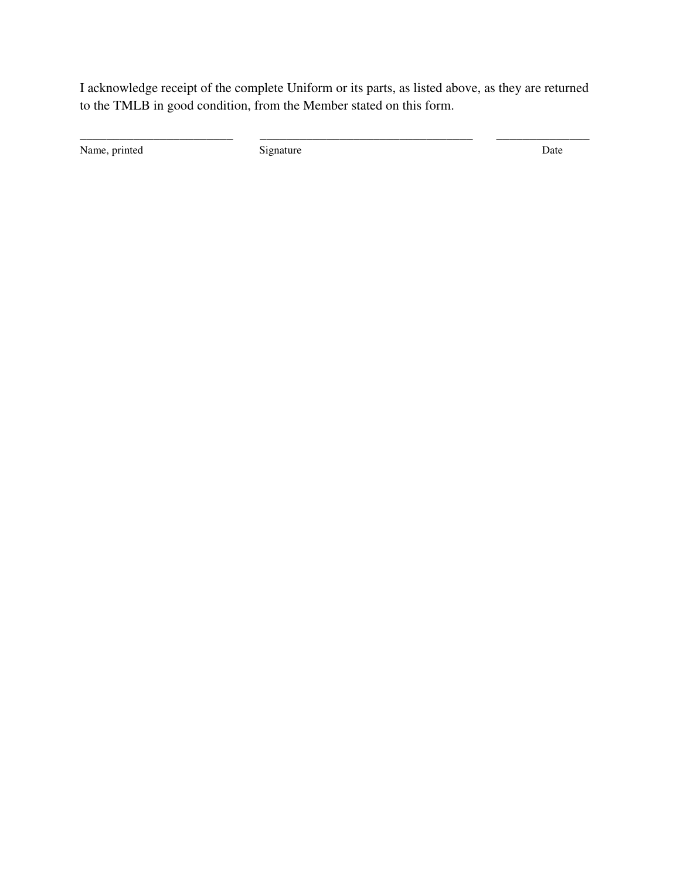I acknowledge receipt of the complete Uniform or its parts, as listed above, as they are returned to the TMLB in good condition, from the Member stated on this form.

| | | |
|---|---|---|
| _________________________ | ___________________________________ | _______________ |
| Name, printed | Signature | Date |